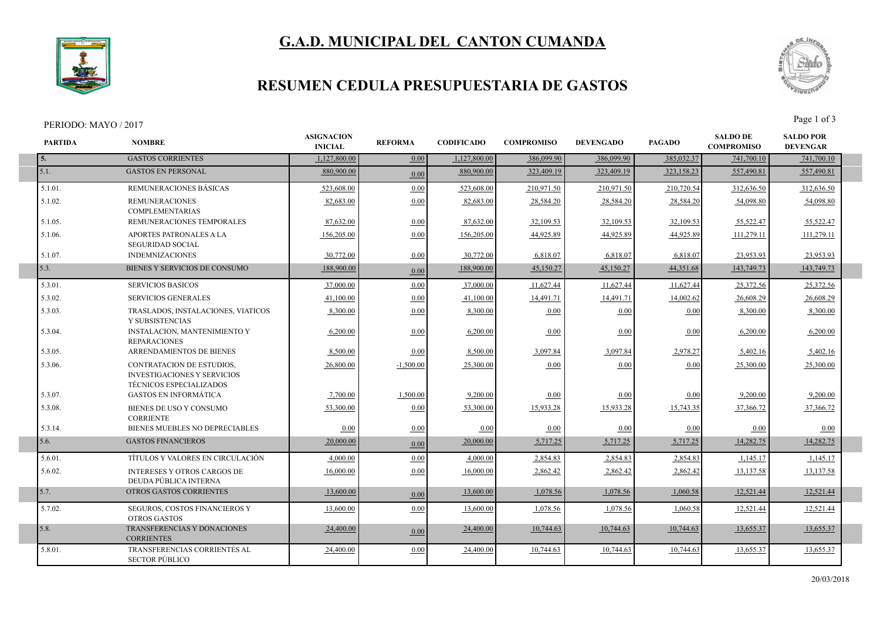# G.A.D. MUNICIPAL DEL CANTON CUMANDA

## RESUMEN CEDULA PRESUPUESTARIA DE GASTOS

PERIODO: MAYO / 2017

| PARTIDA | NOMBRE | ASIGNACION INICIAL | REFORMA | CODIFICADO | COMPROMISO | DEVENGADO | PAGADO | SALDO DE COMPROMISO | SALDO POR DEVENGAR |
|---|---|---|---|---|---|---|---|---|---|
| 5. | GASTOS CORRIENTES | 1,127,800.00 | 0.00 | 1,127,800.00 | 386,099.90 | 386,099.90 | 385,032.37 | 741,700.10 | 741,700.10 |
| 5.1. | GASTOS EN PERSONAL | 880,900.00 | 0.00 | 880,900.00 | 323,409.19 | 323,409.19 | 323,158.23 | 557,490.81 | 557,490.81 |
| 5.1.01. | REMUNERACIONES BÁSICAS | 523,608.00 | 0.00 | 523,608.00 | 210,971.50 | 210,971.50 | 210,720.54 | 312,636.50 | 312,636.50 |
| 5.1.02. | REMUNERACIONES COMPLEMENTARIAS | 82,683.00 | 0.00 | 82,683.00 | 28,584.20 | 28,584.20 | 28,584.20 | 54,098.80 | 54,098.80 |
| 5.1.05. | REMUNERACIONES TEMPORALES | 87,632.00 | 0.00 | 87,632.00 | 32,109.53 | 32,109.53 | 32,109.53 | 55,522.47 | 55,522.47 |
| 5.1.06. | APORTES PATRONALES A LA SEGURIDAD SOCIAL | 156,205.00 | 0.00 | 156,205.00 | 44,925.89 | 44,925.89 | 44,925.89 | 111,279.11 | 111,279.11 |
| 5.1.07. | INDEMNIZACIONES | 30,772.00 | 0.00 | 30,772.00 | 6,818.07 | 6,818.07 | 6,818.07 | 23,953.93 | 23,953.93 |
| 5.3. | BIENES Y SERVICIOS DE CONSUMO | 188,900.00 | 0.00 | 188,900.00 | 45,150.27 | 45,150.27 | 44,351.68 | 143,749.73 | 143,749.73 |
| 5.3.01. | SERVICIOS BASICOS | 37,000.00 | 0.00 | 37,000.00 | 11,627.44 | 11,627.44 | 11,627.44 | 25,372.56 | 25,372.56 |
| 5.3.02. | SERVICIOS GENERALES | 41,100.00 | 0.00 | 41,100.00 | 14,491.71 | 14,491.71 | 14,002.62 | 26,608.29 | 26,608.29 |
| 5.3.03. | TRASLADOS, INSTALACIONES, VIATICOS Y SUBSISTENCIAS | 8,300.00 | 0.00 | 8,300.00 | 0.00 | 0.00 | 0.00 | 8,300.00 | 8,300.00 |
| 5.3.04. | INSTALACION, MANTENIMIENTO Y REPARACIONES | 6,200.00 | 0.00 | 6,200.00 | 0.00 | 0.00 | 0.00 | 6,200.00 | 6,200.00 |
| 5.3.05. | ARRENDAMIENTOS DE BIENES | 8,500.00 | 0.00 | 8,500.00 | 3,097.84 | 3,097.84 | 2,978.27 | 5,402.16 | 5,402.16 |
| 5.3.06. | CONTRATACION DE ESTUDIOS, INVESTIGACIONES Y SERVICIOS TÉCNICOS ESPECIALIZADOS | 26,800.00 | -1,500.00 | 25,300.00 | 0.00 | 0.00 | 0.00 | 25,300.00 | 25,300.00 |
| 5.3.07. | GASTOS EN INFORMÁTICA | 7,700.00 | 1,500.00 | 9,200.00 | 0.00 | 0.00 | 0.00 | 9,200.00 | 9,200.00 |
| 5.3.08. | BIENES DE USO Y CONSUMO CORRIENTE | 53,300.00 | 0.00 | 53,300.00 | 15,933.28 | 15,933.28 | 15,743.35 | 37,366.72 | 37,366.72 |
| 5.3.14. | BIENES MUEBLES NO DEPRECIABLES | 0.00 | 0.00 | 0.00 | 0.00 | 0.00 | 0.00 | 0.00 | 0.00 |
| 5.6. | GASTOS FINANCIEROS | 20,000.00 | 0.00 | 20,000.00 | 5,717.25 | 5,717.25 | 5,717.25 | 14,282.75 | 14,282.75 |
| 5.6.01. | TÍTULOS Y VALORES EN CIRCULACIÓN | 4,000.00 | 0.00 | 4,000.00 | 2,854.83 | 2,854.83 | 2,854.83 | 1,145.17 | 1,145.17 |
| 5.6.02. | INTERESES Y OTROS CARGOS DE DEUDA PÚBLICA INTERNA | 16,000.00 | 0.00 | 16,000.00 | 2,862.42 | 2,862.42 | 2,862.42 | 13,137.58 | 13,137.58 |
| 5.7. | OTROS GASTOS CORRIENTES | 13,600.00 | 0.00 | 13,600.00 | 1,078.56 | 1,078.56 | 1,060.58 | 12,521.44 | 12,521.44 |
| 5.7.02. | SEGUROS, COSTOS FINANCIEROS Y OTROS GASTOS | 13,600.00 | 0.00 | 13,600.00 | 1,078.56 | 1,078.56 | 1,060.58 | 12,521.44 | 12,521.44 |
| 5.8. | TRANSFERENCIAS Y DONACIONES CORRIENTES | 24,400.00 | 0.00 | 24,400.00 | 10,744.63 | 10,744.63 | 10,744.63 | 13,655.37 | 13,655.37 |
| 5.8.01. | TRANSFERENCIAS CORRIENTES AL SECTOR PÚBLICO | 24,400.00 | 0.00 | 24,400.00 | 10,744.63 | 10,744.63 | 10,744.63 | 13,655.37 | 13,655.37 |

20/03/2018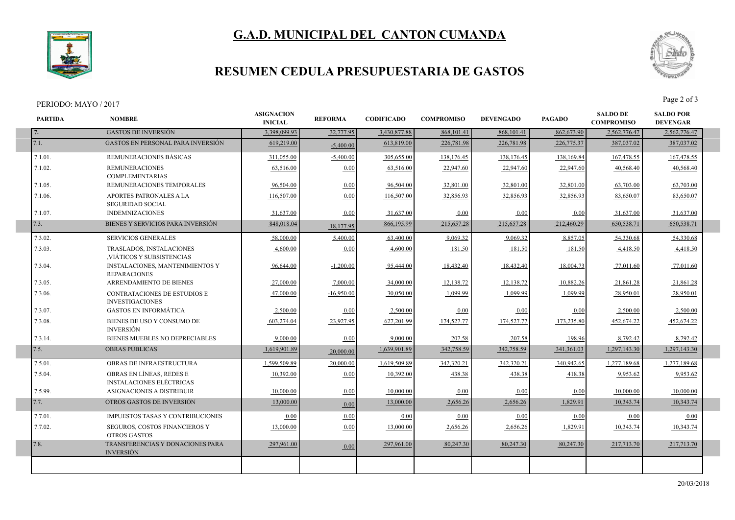# G.A.D. MUNICIPAL DEL CANTON CUMANDA

## RESUMEN CEDULA PRESUPUESTARIA DE GASTOS

PERIODO: MAYO / 2017

| PARTIDA | NOMBRE | ASIGNACION INICIAL | REFORMA | CODIFICADO | COMPROMISO | DEVENGADO | PAGADO | SALDO DE COMPROMISO | SALDO POR DEVENGAR |
|---|---|---|---|---|---|---|---|---|---|
| 7. | GASTOS DE INVERSIÓN | 3,398,099.93 | 32,777.95 | 3,430,877.88 | 868,101.41 | 868,101.41 | 862,673.90 | 2,562,776.47 | 2,562,776.47 |
| 7.1. | GASTOS EN PERSONAL PARA INVERSIÓN | 619,219.00 | -5,400.00 | 613,819.00 | 226,781.98 | 226,781.98 | 226,775.37 | 387,037.02 | 387,037.02 |
| 7.1.01. | REMUNERACIONES BÁSICAS | 311,055.00 | -5,400.00 | 305,655.00 | 138,176.45 | 138,176.45 | 138,169.84 | 167,478.55 | 167,478.55 |
| 7.1.02. | REMUNERACIONES COMPLEMENTARIAS | 63,516.00 | 0.00 | 63,516.00 | 22,947.60 | 22,947.60 | 22,947.60 | 40,568.40 | 40,568.40 |
| 7.1.05. | REMUNERACIONES TEMPORALES | 96,504.00 | 0.00 | 96,504.00 | 32,801.00 | 32,801.00 | 32,801.00 | 63,703.00 | 63,703.00 |
| 7.1.06. | APORTES PATRONALES A LA SEGURIDAD SOCIAL | 116,507.00 | 0.00 | 116,507.00 | 32,856.93 | 32,856.93 | 32,856.93 | 83,650.07 | 83,650.07 |
| 7.1.07. | INDEMNIZACIONES | 31,637.00 | 0.00 | 31,637.00 | 0.00 | 0.00 | 0.00 | 31,637.00 | 31,637.00 |
| 7.3. | BIENES Y SERVICIOS PARA INVERSIÓN | 848,018.04 | 18,177.95 | 866,195.99 | 215,657.28 | 215,657.28 | 212,460.29 | 650,538.71 | 650,538.71 |
| 7.3.02. | SERVICIOS GENERALES | 58,000.00 | 5,400.00 | 63,400.00 | 9,069.32 | 9,069.32 | 8,857.05 | 54,330.68 | 54,330.68 |
| 7.3.03. | TRASLADOS, INSTALACIONES ,VIÁTICOS Y SUBSISTENCIAS | 4,600.00 | 0.00 | 4,600.00 | 181.50 | 181.50 | 181.50 | 4,418.50 | 4,418.50 |
| 7.3.04. | INSTALACIONES, MANTENIMIENTOS Y REPARACIONES | 96,644.00 | -1,200.00 | 95,444.00 | 18,432.40 | 18,432.40 | 18,004.73 | 77,011.60 | 77,011.60 |
| 7.3.05. | ARRENDAMIENTO DE BIENES | 27,000.00 | 7,000.00 | 34,000.00 | 12,138.72 | 12,138.72 | 10,882.26 | 21,861.28 | 21,861.28 |
| 7.3.06. | CONTRATACIONES DE ESTUDIOS E INVESTIGACIONES | 47,000.00 | -16,950.00 | 30,050.00 | 1,099.99 | 1,099.99 | 1,099.99 | 28,950.01 | 28,950.01 |
| 7.3.07. | GASTOS EN INFORMÁTICA | 2,500.00 | 0.00 | 2,500.00 | 0.00 | 0.00 | 0.00 | 2,500.00 | 2,500.00 |
| 7.3.08. | BIENES DE USO Y CONSUMO DE INVERSIÓN | 603,274.04 | 23,927.95 | 627,201.99 | 174,527.77 | 174,527.77 | 173,235.80 | 452,674.22 | 452,674.22 |
| 7.3.14. | BIENES MUEBLES NO DEPRECIABLES | 9,000.00 | 0.00 | 9,000.00 | 207.58 | 207.58 | 198.96 | 8,792.42 | 8,792.42 |
| 7.5. | OBRAS PÚBLICAS | 1,619,901.89 | 20,000.00 | 1,639,901.89 | 342,758.59 | 342,758.59 | 341,361.03 | 1,297,143.30 | 1,297,143.30 |
| 7.5.01. | OBRAS DE INFRAESTRUCTURA | 1,599,509.89 | 20,000.00 | 1,619,509.89 | 342,320.21 | 342,320.21 | 340,942.65 | 1,277,189.68 | 1,277,189.68 |
| 7.5.04. | OBRAS EN LÍNEAS, REDES E INSTALACIONES ELÉCTRICAS | 10,392.00 | 0.00 | 10,392.00 | 438.38 | 438.38 | 418.38 | 9,953.62 | 9,953.62 |
| 7.5.99. | ASIGNACIONES A DISTRIBUIR | 10,000.00 | 0.00 | 10,000.00 | 0.00 | 0.00 | 0.00 | 10,000.00 | 10,000.00 |
| 7.7. | OTROS GASTOS DE INVERSIÓN | 13,000.00 | 0.00 | 13,000.00 | 2,656.26 | 2,656.26 | 1,829.91 | 10,343.74 | 10,343.74 |
| 7.7.01. | IMPUESTOS TASAS Y CONTRIBUCIONES | 0.00 | 0.00 | 0.00 | 0.00 | 0.00 | 0.00 | 0.00 | 0.00 |
| 7.7.02. | SEGUROS, COSTOS FINANCIEROS Y OTROS GASTOS | 13,000.00 | 0.00 | 13,000.00 | 2,656.26 | 2,656.26 | 1,829.91 | 10,343.74 | 10,343.74 |
| 7.8. | TRANSFERENCIAS Y DONACIONES PARA INVERSIÓN | 297,961.00 | 0.00 | 297,961.00 | 80,247.30 | 80,247.30 | 80,247.30 | 217,713.70 | 217,713.70 |

20/03/2018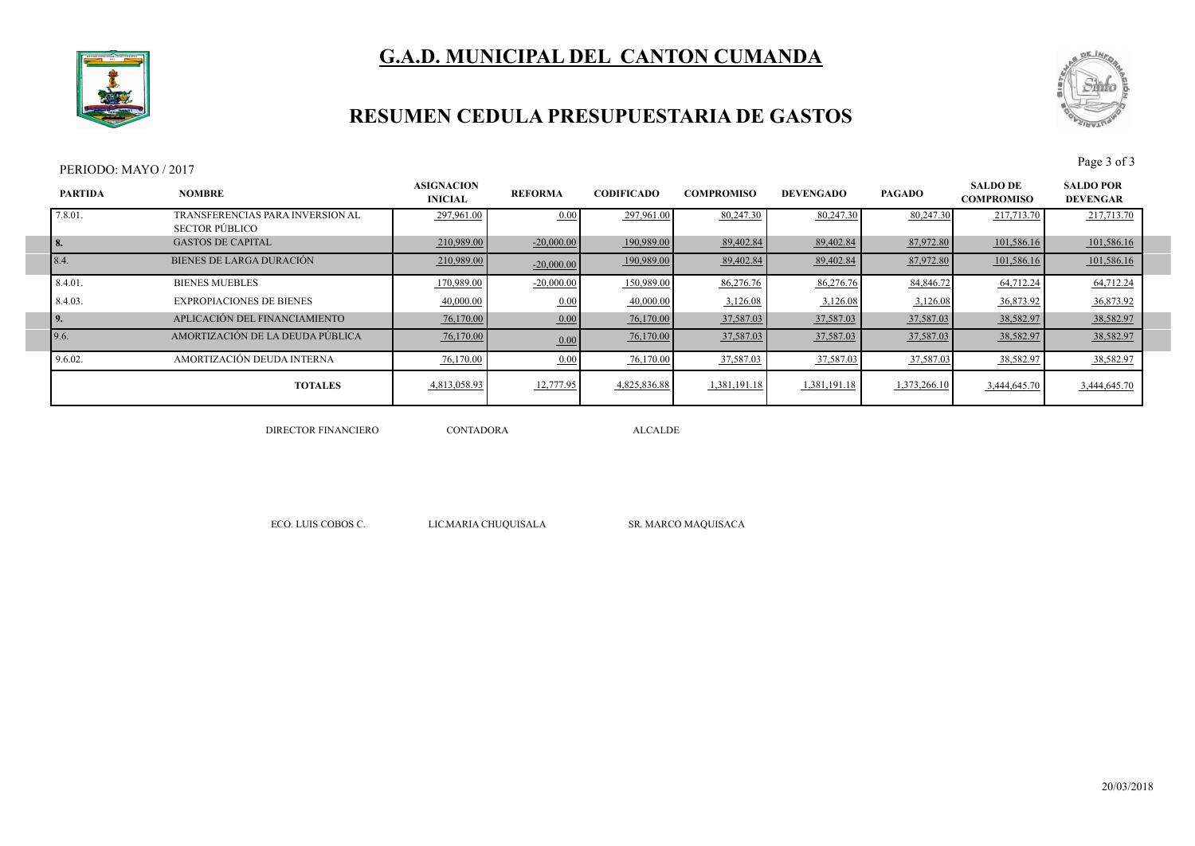# G.A.D. MUNICIPAL DEL CANTON CUMANDA

## RESUMEN CEDULA PRESUPUESTARIA DE GASTOS

PERIODO: MAYO / 2017

| PARTIDA | NOMBRE | ASIGNACION INICIAL | REFORMA | CODIFICADO | COMPROMISO | DEVENGADO | PAGADO | SALDO DE COMPROMISO | SALDO POR DEVENGAR |
|---|---|---|---|---|---|---|---|---|---|
| 7.8.01. | TRANSFERENCIAS PARA INVERSION AL SECTOR PÚBLICO | 297,961.00 | 0.00 | 297,961.00 | 80,247.30 | 80,247.30 | 80,247.30 | 217,713.70 | 217,713.70 |
| 8. | GASTOS DE CAPITAL | 210,989.00 | -20,000.00 | 190,989.00 | 89,402.84 | 89,402.84 | 87,972.80 | 101,586.16 | 101,586.16 |
| 8.4. | BIENES DE LARGA DURACIÓN | 210,989.00 | -20,000.00 | 190,989.00 | 89,402.84 | 89,402.84 | 87,972.80 | 101,586.16 | 101,586.16 |
| 8.4.01. | BIENES MUEBLES | 170,989.00 | -20,000.00 | 150,989.00 | 86,276.76 | 86,276.76 | 84,846.72 | 64,712.24 | 64,712.24 |
| 8.4.03. | EXPROPIACIONES DE BIENES | 40,000.00 | 0.00 | 40,000.00 | 3,126.08 | 3,126.08 | 3,126.08 | 36,873.92 | 36,873.92 |
| 9. | APLICACIÓN DEL FINANCIAMIENTO | 76,170.00 | 0.00 | 76,170.00 | 37,587.03 | 37,587.03 | 37,587.03 | 38,582.97 | 38,582.97 |
| 9.6. | AMORTIZACIÓN DE LA DEUDA PÚBLICA | 76,170.00 | 0.00 | 76,170.00 | 37,587.03 | 37,587.03 | 37,587.03 | 38,582.97 | 38,582.97 |
| 9.6.02. | AMORTIZACIÓN DEUDA INTERNA | 76,170.00 | 0.00 | 76,170.00 | 37,587.03 | 37,587.03 | 37,587.03 | 38,582.97 | 38,582.97 |
| | **TOTALES** | 4,813,058.93 | 12,777.95 | 4,825,836.88 | 1,381,191.18 | 1,381,191.18 | 1,373,266.10 | 3,444,645.70 | 3,444,645.70 |

DIRECTOR FINANCIERO — CONTADORA — ALCALDE

ECO. LUIS COBOS C. — LIC.MARIA CHUQUISALA — SR. MARCO MAQUISACA

20/03/2018